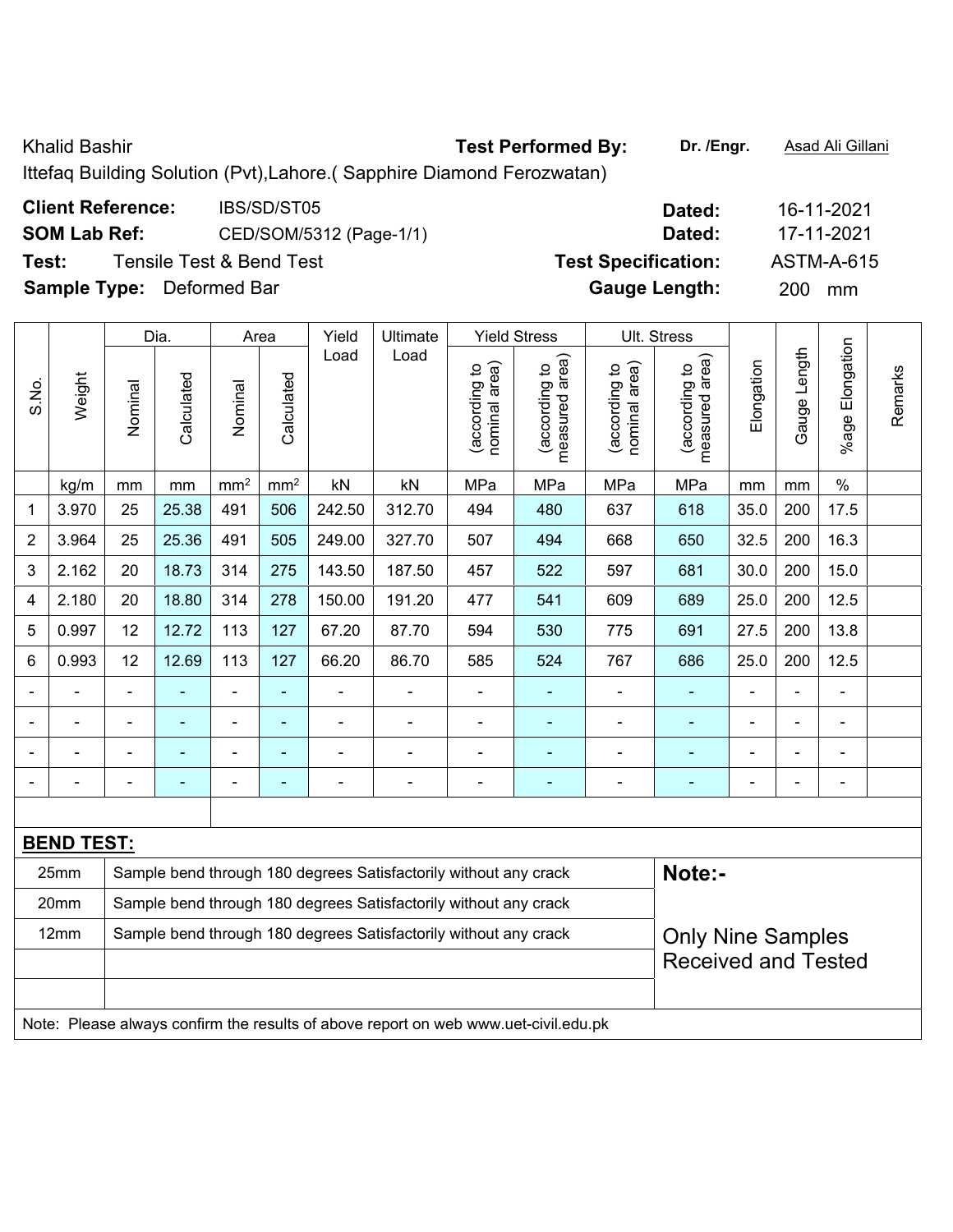Khalid Bashir **Test Performed By:** **Dr. /Engr.** Asad Ali Gillani

Ittefaq Building Solution (Pvt),Lahore.( Sapphire Diamond Ferozwatan)

**Client Reference:** IBS/SD/ST05 **Dated:** 16-11-2021

**SOM Lab Ref:** CED/SOM/5312 (Page-1/1) **Dated:** 17-11-2021

**Test:** Tensile Test & Bend Test **Test Specification:** ASTM-A-615

**Sample Type:** Deformed Bar **Gauge Length:** 200 mm

| S.No. | Weight | Dia. | | Area | | Yield Load | Ultimate Load | Yield Stress | | Ult. Stress | | Elongation | Gauge Length | %age Elongation | Remarks |
|---|---|---|---|---|---|---|---|---|---|---|---|---|---|---|---|
| | | Nominal | Calculated | Nominal | Calculated | | | (according to nominal area) | (according to measured area) | (according to nominal area) | (according to measured area) | | | | |
| | kg/m | mm | mm | mm² | mm² | kN | kN | MPa | MPa | MPa | MPa | mm | mm | % | |
| 1 | 3.970 | 25 | 25.38 | 491 | 506 | 242.50 | 312.70 | 494 | 480 | 637 | 618 | 35.0 | 200 | 17.5 | |
| 2 | 3.964 | 25 | 25.36 | 491 | 505 | 249.00 | 327.70 | 507 | 494 | 668 | 650 | 32.5 | 200 | 16.3 | |
| 3 | 2.162 | 20 | 18.73 | 314 | 275 | 143.50 | 187.50 | 457 | 522 | 597 | 681 | 30.0 | 200 | 15.0 | |
| 4 | 2.180 | 20 | 18.80 | 314 | 278 | 150.00 | 191.20 | 477 | 541 | 609 | 689 | 25.0 | 200 | 12.5 | |
| 5 | 0.997 | 12 | 12.72 | 113 | 127 | 67.20 | 87.70 | 594 | 530 | 775 | 691 | 27.5 | 200 | 13.8 | |
| 6 | 0.993 | 12 | 12.69 | 113 | 127 | 66.20 | 86.70 | 585 | 524 | 767 | 686 | 25.0 | 200 | 12.5 | |
| - | - | - | - | - | - | - | - | - | - | - | - | - | - | - | |
| - | - | - | - | - | - | - | - | - | - | - | - | - | - | - | |
| - | - | - | - | - | - | - | - | - | - | - | - | - | - | - | |
| - | - | - | - | - | - | - | - | - | - | - | - | - | - | - | |

**BEND TEST:**

| Size | Result |
|---|---|
| 25mm | Sample bend through 180 degrees Satisfactorily without any crack |
| 20mm | Sample bend through 180 degrees Satisfactorily without any crack |
| 12mm | Sample bend through 180 degrees Satisfactorily without any crack |

**Note:-**

Only Nine Samples Received and Tested

Note: Please always confirm the results of above report on web www.uet-civil.edu.pk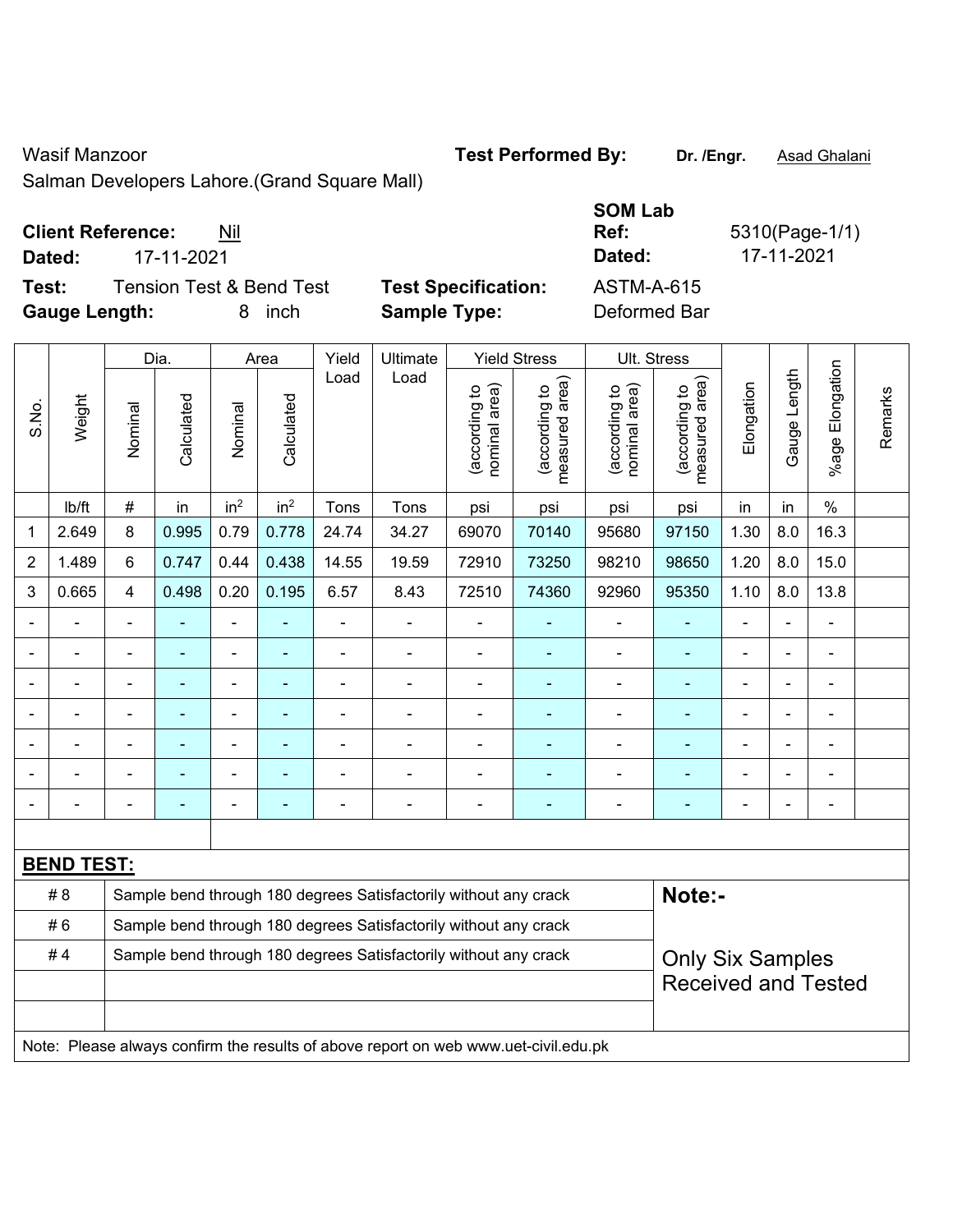Wasif Manzoor

Salman Developers Lahore.(Grand Square Mall)

**Test Performed By:** **Dr. /Engr.** Asad Ghalani

**Client Reference:** Nil

**Dated:** 17-11-2021

**SOM Lab Ref:** 5310(Page-1/1)

**Dated:** 17-11-2021

**Test:** Tension Test & Bend Test

**Test Specification:** ASTM-A-615

**Gauge Length:** 8 inch

**Sample Type:** Deformed Bar

| S.No. | Weight | Dia. | | Area | | Yield Load | Ultimate Load | Yield Stress | | Ult. Stress | | Elongation | Gauge Length | %age Elongation | Remarks |
|---|---|---|---|---|---|---|---|---|---|---|---|---|---|---|---|
| | | Nominal | Calculated | Nominal | Calculated | | | (according to nominal area) | (according to measured area) | (according to nominal area) | (according to measured area) | | | | |
| | lb/ft | # | in | $in^2$ | $in^2$ | Tons | Tons | psi | psi | psi | psi | in | in | % | |
| 1 | 2.649 | 8 | 0.995 | 0.79 | 0.778 | 24.74 | 34.27 | 69070 | 70140 | 95680 | 97150 | 1.30 | 8.0 | 16.3 | |
| 2 | 1.489 | 6 | 0.747 | 0.44 | 0.438 | 14.55 | 19.59 | 72910 | 73250 | 98210 | 98650 | 1.20 | 8.0 | 15.0 | |
| 3 | 0.665 | 4 | 0.498 | 0.20 | 0.195 | 6.57 | 8.43 | 72510 | 74360 | 92960 | 95350 | 1.10 | 8.0 | 13.8 | |
| - | - | - | - | - | - | - | - | - | - | - | - | - | - | - | |
| - | - | - | - | - | - | - | - | - | - | - | - | - | - | - | |
| - | - | - | - | - | - | - | - | - | - | - | - | - | - | - | |
| - | - | - | - | - | - | - | - | - | - | - | - | - | - | - | |
| - | - | - | - | - | - | - | - | - | - | - | - | - | - | - | |
| - | - | - | - | - | - | - | - | - | - | - | - | - | - | - | |
| - | - | - | - | - | - | - | - | - | - | - | - | - | - | - | |

**BEND TEST:**

| | |
|---|---|
| # 8 | Sample bend through 180 degrees Satisfactorily without any crack |
| # 6 | Sample bend through 180 degrees Satisfactorily without any crack |
| # 4 | Sample bend through 180 degrees Satisfactorily without any crack |

**Note:-**

Only Six Samples Received and Tested

Note: Please always confirm the results of above report on web www.uet-civil.edu.pk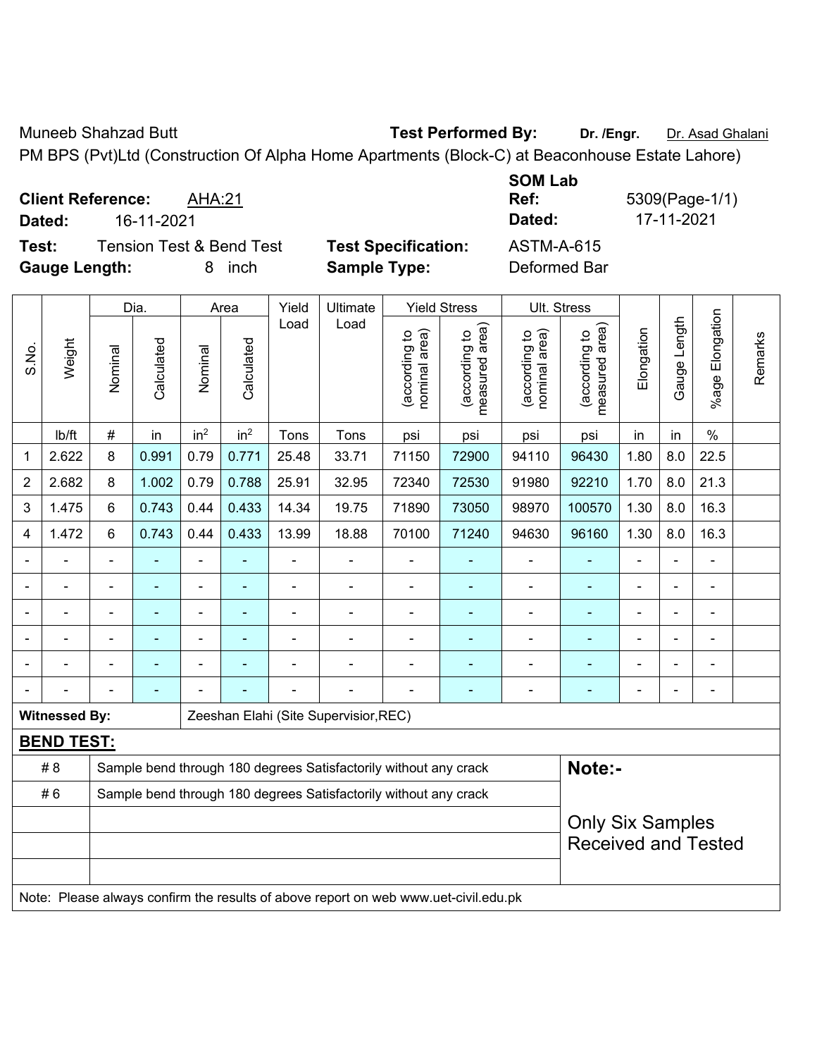Muneeb Shahzad Butt **Test Performed By:** **Dr. /Engr.** Dr. Asad Ghalani

PM BPS (Pvt)Ltd (Construction Of Alpha Home Apartments (Block-C) at Beaconhouse Estate Lahore)

**Client Reference:** AHA:21  
**Dated:** 16-11-2021

**SOM Lab Ref:** 5309(Page-1/1)  
**Dated:** 17-11-2021

**Test:** Tension Test & Bend Test  
**Gauge Length:** 8 inch

**Test Specification:** ASTM-A-615  
**Sample Type:** Deformed Bar

| S.No. | Weight | Dia. | | Area | | Yield Load | Ultimate Load | Yield Stress | | Ult. Stress | | Elongation | Gauge Length | %age Elongation | Remarks |
|---|---|---|---|---|---|---|---|---|---|---|---|---|---|---|---|
| | | Nominal | Calculated | Nominal | Calculated | | | (according to nominal area) | (according to measured area) | (according to nominal area) | (according to measured area) | | | | |
| | lb/ft | # | in | in$^2$ | in$^2$ | Tons | Tons | psi | psi | psi | psi | in | in | % | |
| 1 | 2.622 | 8 | 0.991 | 0.79 | 0.771 | 25.48 | 33.71 | 71150 | 72900 | 94110 | 96430 | 1.80 | 8.0 | 22.5 | |
| 2 | 2.682 | 8 | 1.002 | 0.79 | 0.788 | 25.91 | 32.95 | 72340 | 72530 | 91980 | 92210 | 1.70 | 8.0 | 21.3 | |
| 3 | 1.475 | 6 | 0.743 | 0.44 | 0.433 | 14.34 | 19.75 | 71890 | 73050 | 98970 | 100570 | 1.30 | 8.0 | 16.3 | |
| 4 | 1.472 | 6 | 0.743 | 0.44 | 0.433 | 13.99 | 18.88 | 70100 | 71240 | 94630 | 96160 | 1.30 | 8.0 | 16.3 | |
| - | - | - | - | - | - | - | - | - | - | - | - | - | - | - | |
| - | - | - | - | - | - | - | - | - | - | - | - | - | - | - | |
| - | - | - | - | - | - | - | - | - | - | - | - | - | - | - | |
| - | - | - | - | - | - | - | - | - | - | - | - | - | - | - | |
| - | - | - | - | - | - | - | - | - | - | - | - | - | - | - | |
| - | - | - | - | - | - | - | - | - | - | - | - | - | - | - | |

**Witnessed By:** Zeeshan Elahi (Site Supervisior,REC)

**BEND TEST:**

| | | |
|---|---|---|
| # 8 | Sample bend through 180 degrees Satisfactorily without any crack | **Note:-** |
| # 6 | Sample bend through 180 degrees Satisfactorily without any crack | Only Six Samples Received and Tested |

Note: Please always confirm the results of above report on web www.uet-civil.edu.pk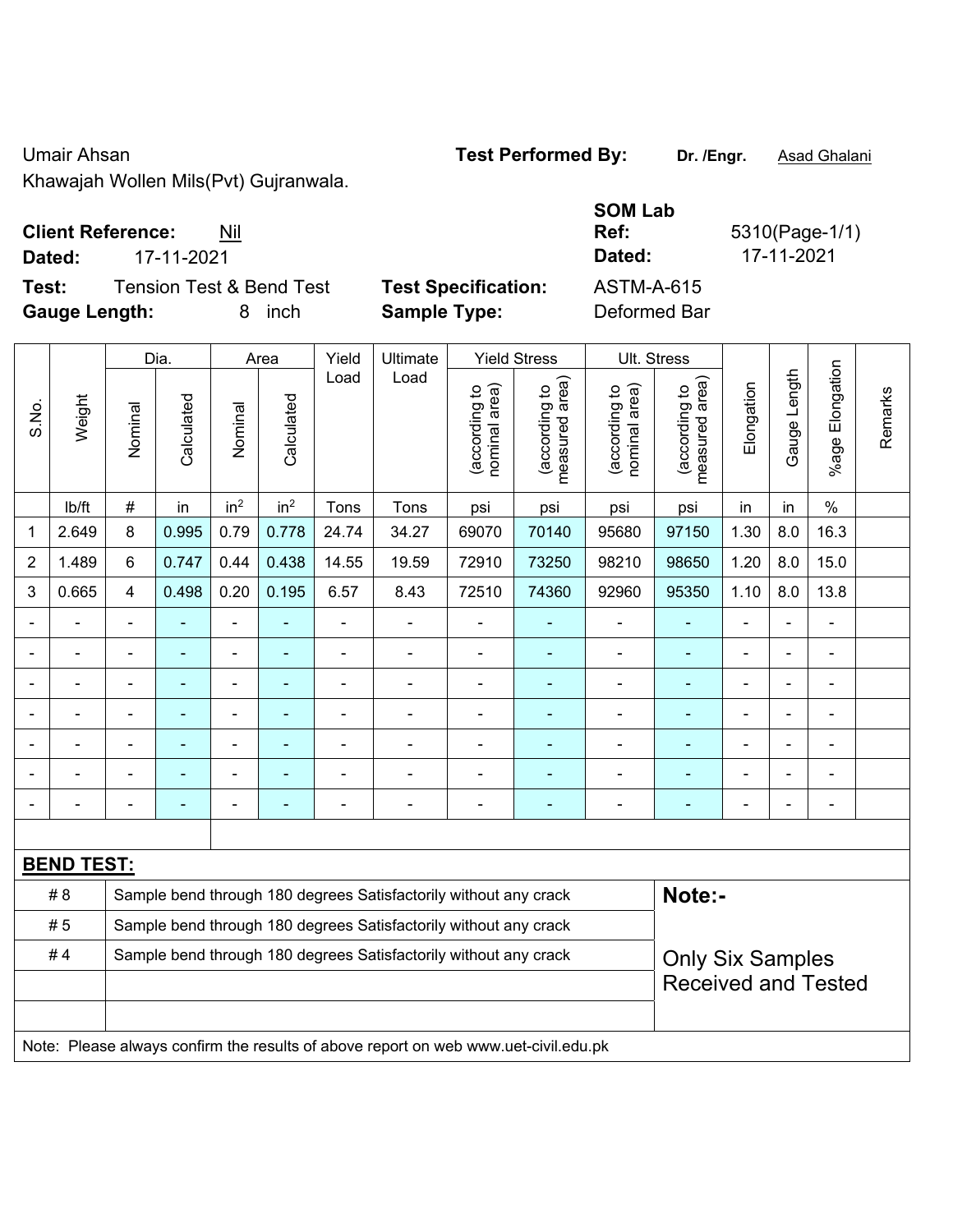Umair Ahsan

Khawajah Wollen Mils(Pvt) Gujranwala.

**Test Performed By:** **Dr. /Engr.** Asad Ghalani

**SOM Lab**

**Client Reference:** Nil

**Dated:** 17-11-2021

**Ref:** 5310(Page-1/1)

**Dated:** 17-11-2021

**Test:** Tension Test & Bend Test

**Test Specification:** ASTM-A-615

**Gauge Length:** 8 inch

**Sample Type:** Deformed Bar

| S.No. | Weight | Dia. | | Area | | Yield Load | Ultimate Load | Yield Stress | | Ult. Stress | | Elongation | Gauge Length | %age Elongation | Remarks |
|---|---|---|---|---|---|---|---|---|---|---|---|---|---|---|---|
| | | Nominal | Calculated | Nominal | Calculated | | | (according to nominal area) | (according to measured area) | (according to nominal area) | (according to measured area) | | | | |
| | lb/ft | # | in | in² | in² | Tons | Tons | psi | psi | psi | psi | in | in | % | |
| 1 | 2.649 | 8 | 0.995 | 0.79 | 0.778 | 24.74 | 34.27 | 69070 | 70140 | 95680 | 97150 | 1.30 | 8.0 | 16.3 | |
| 2 | 1.489 | 6 | 0.747 | 0.44 | 0.438 | 14.55 | 19.59 | 72910 | 73250 | 98210 | 98650 | 1.20 | 8.0 | 15.0 | |
| 3 | 0.665 | 4 | 0.498 | 0.20 | 0.195 | 6.57 | 8.43 | 72510 | 74360 | 92960 | 95350 | 1.10 | 8.0 | 13.8 | |
| - | - | - | - | - | - | - | - | - | - | - | - | - | - | - | |
| - | - | - | - | - | - | - | - | - | - | - | - | - | - | - | |
| - | - | - | - | - | - | - | - | - | - | - | - | - | - | - | |
| - | - | - | - | - | - | - | - | - | - | - | - | - | - | - | |
| - | - | - | - | - | - | - | - | - | - | - | - | - | - | - | |
| - | - | - | - | - | - | - | - | - | - | - | - | - | - | - | |
| - | - | - | - | - | - | - | - | - | - | - | - | - | - | - | |

**BEND TEST:**

| | |
|---|---|
| # 8 | Sample bend through 180 degrees Satisfactorily without any crack |
| # 5 | Sample bend through 180 degrees Satisfactorily without any crack |
| # 4 | Sample bend through 180 degrees Satisfactorily without any crack |

**Note:-**

Only Six Samples Received and Tested

Note: Please always confirm the results of above report on web www.uet-civil.edu.pk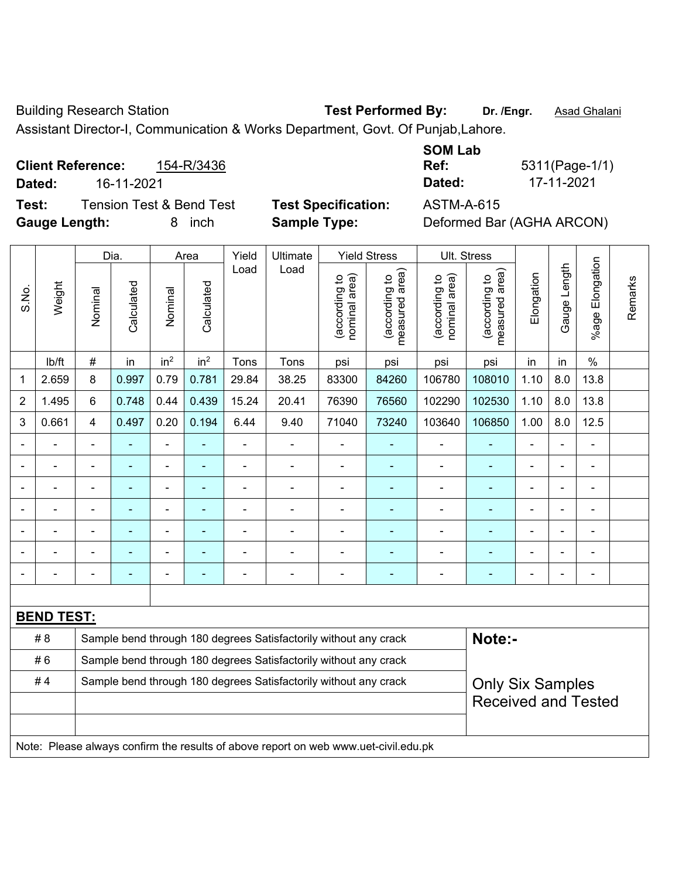Building Research Station **Test Performed By:** **Dr. /Engr.** Asad Ghalani

Assistant Director-I, Communication & Works Department, Govt. Of Punjab,Lahore.

**Client Reference:** 154-R/3436

**Dated:** 16-11-2021

**SOM Lab Ref:** 5311(Page-1/1)

**Dated:** 17-11-2021

**Test:** Tension Test & Bend Test

**Test Specification:** ASTM-A-615

**Gauge Length:** 8 inch

**Sample Type:** Deformed Bar (AGHA ARCON)

| S.No. | Weight | Dia. | | Area | | Yield Load | Ultimate Load | Yield Stress | | Ult. Stress | | Elongation | Gauge Length | %age Elongation | Remarks |
|---|---|---|---|---|---|---|---|---|---|---|---|---|---|---|---|
| | | Nominal | Calculated | Nominal | Calculated | | | (according to nominal area) | (according to measured area) | (according to nominal area) | (according to measured area) | | | | |
| | lb/ft | # | in | $in^2$ | $in^2$ | Tons | Tons | psi | psi | psi | psi | in | in | % | |
| 1 | 2.659 | 8 | 0.997 | 0.79 | 0.781 | 29.84 | 38.25 | 83300 | 84260 | 106780 | 108010 | 1.10 | 8.0 | 13.8 | |
| 2 | 1.495 | 6 | 0.748 | 0.44 | 0.439 | 15.24 | 20.41 | 76390 | 76560 | 102290 | 102530 | 1.10 | 8.0 | 13.8 | |
| 3 | 0.661 | 4 | 0.497 | 0.20 | 0.194 | 6.44 | 9.40 | 71040 | 73240 | 103640 | 106850 | 1.00 | 8.0 | 12.5 | |
| - | - | - | - | - | - | - | - | - | - | - | - | - | - | - | |
| - | - | - | - | - | - | - | - | - | - | - | - | - | - | - | |
| - | - | - | - | - | - | - | - | - | - | - | - | - | - | - | |
| - | - | - | - | - | - | - | - | - | - | - | - | - | - | - | |
| - | - | - | - | - | - | - | - | - | - | - | - | - | - | - | |
| - | - | - | - | - | - | - | - | - | - | - | - | - | - | - | |
| - | - | - | - | - | - | - | - | - | - | - | - | - | - | - | |

**BEND TEST:**

| | | |
|---|---|---|
| # 8 | Sample bend through 180 degrees Satisfactorily without any crack | **Note:-** |
| # 6 | Sample bend through 180 degrees Satisfactorily without any crack | |
| # 4 | Sample bend through 180 degrees Satisfactorily without any crack | Only Six Samples Received and Tested |
| | | |
| | | |

Note: Please always confirm the results of above report on web www.uet-civil.edu.pk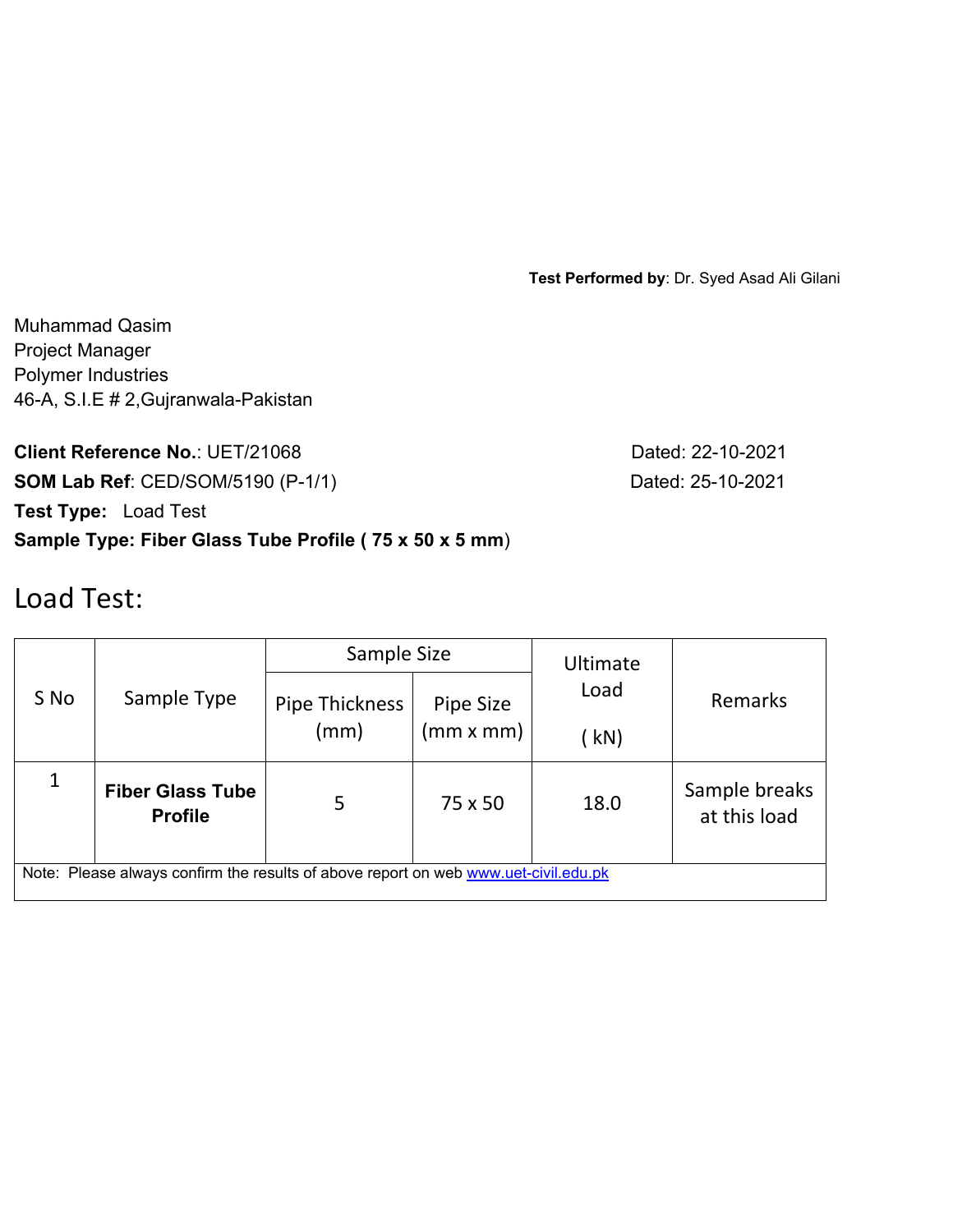**Test Performed by**: Dr. Syed Asad Ali Gilani

Muhammad Qasim
Project Manager
Polymer Industries
46-A, S.I.E # 2,Gujranwala-Pakistan

**Client Reference No.**: UET/21068 Dated: 22-10-2021
**SOM Lab Ref**: CED/SOM/5190 (P-1/1) Dated: 25-10-2021
**Test Type:** Load Test
**Sample Type: Fiber Glass Tube Profile ( 75 x 50 x 5 mm**)

# Load Test:

| S No | Sample Type | Sample Size | | Ultimate Load ( kN) | Remarks |
|---|---|---|---|---|---|
| | | Pipe Thickness (mm) | Pipe Size (mm x mm) | | |
| 1 | **Fiber Glass Tube Profile** | 5 | 75 x 50 | 18.0 | Sample breaks at this load |

Note: Please always confirm the results of above report on web www.uet-civil.edu.pk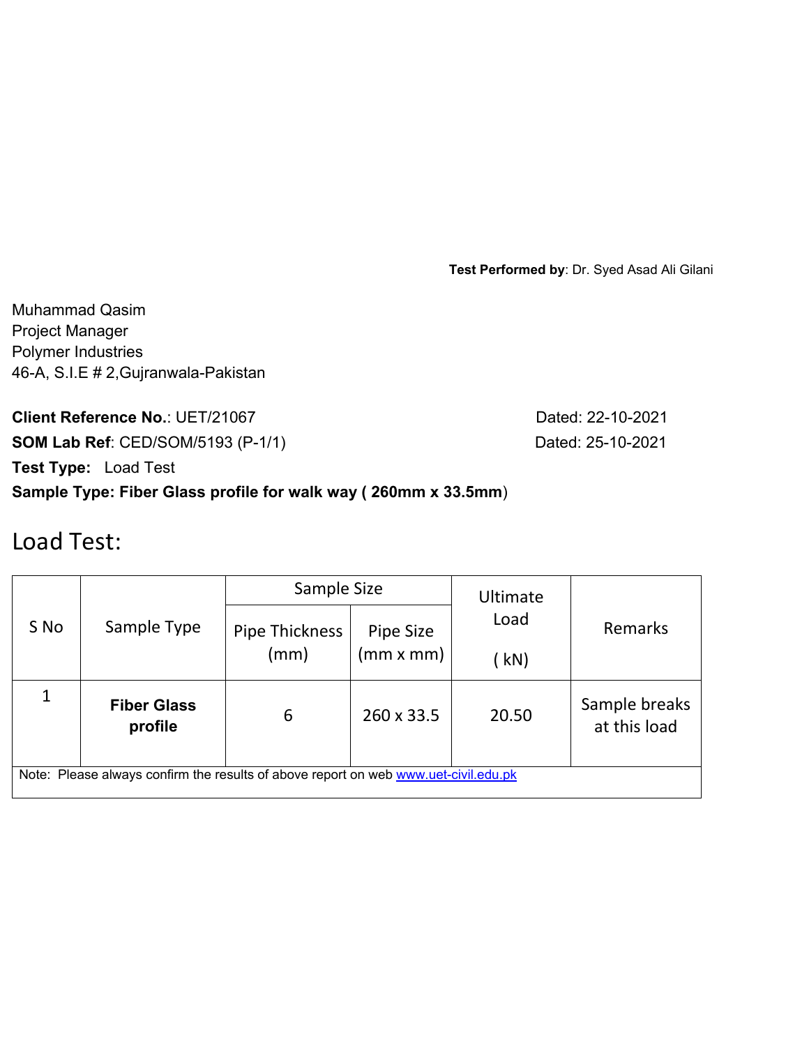**Test Performed by**: Dr. Syed Asad Ali Gilani

Muhammad Qasim
Project Manager
Polymer Industries
46-A, S.I.E # 2,Gujranwala-Pakistan

**Client Reference No.**: UET/21067 Dated: 22-10-2021
**SOM Lab Ref**: CED/SOM/5193 (P-1/1) Dated: 25-10-2021
**Test Type:** Load Test
**Sample Type: Fiber Glass profile for walk way ( 260mm x 33.5mm**)

# Load Test:

| S No | Sample Type | Sample Size | | Ultimate Load ( kN) | Remarks |
|---|---|---|---|---|---|
| | | Pipe Thickness (mm) | Pipe Size (mm x mm) | | |
| 1 | **Fiber Glass profile** | 6 | 260 x 33.5 | 20.50 | Sample breaks at this load |
| Note: Please always confirm the results of above report on web www.uet-civil.edu.pk | | | | | |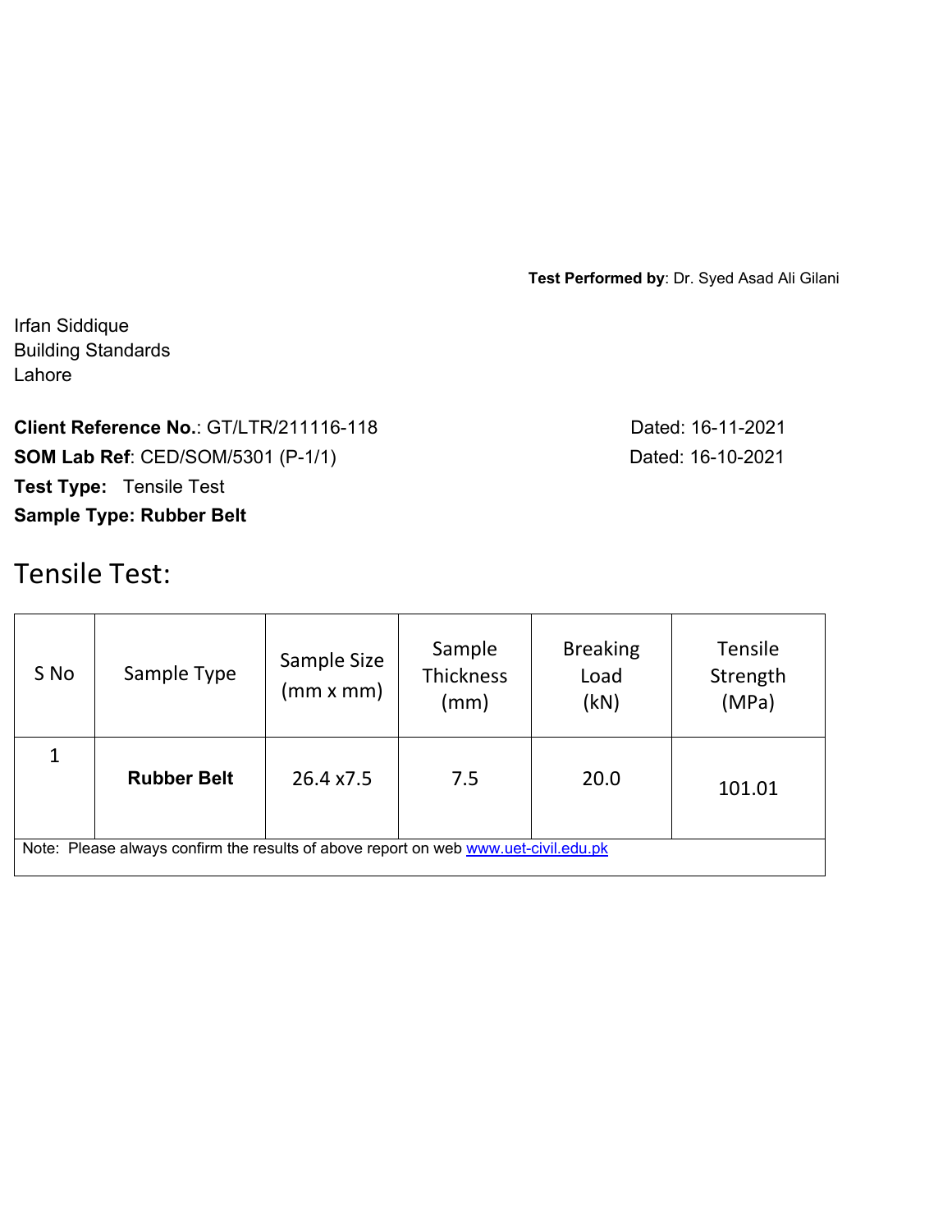**Test Performed by**: Dr. Syed Asad Ali Gilani

Irfan Siddique
Building Standards
Lahore

**Client Reference No.**: GT/LTR/211116-118 Dated: 16-11-2021
**SOM Lab Ref**: CED/SOM/5301 (P-1/1) Dated: 16-10-2021
**Test Type:** Tensile Test
**Sample Type: Rubber Belt**

# Tensile Test:

| S No | Sample Type | Sample Size (mm x mm) | Sample Thickness (mm) | Breaking Load (kN) | Tensile Strength (MPa) |
|---|---|---|---|---|---|
| 1 | **Rubber Belt** | 26.4 x7.5 | 7.5 | 20.0 | 101.01 |
| Note: Please always confirm the results of above report on web www.uet-civil.edu.pk | | | | | |